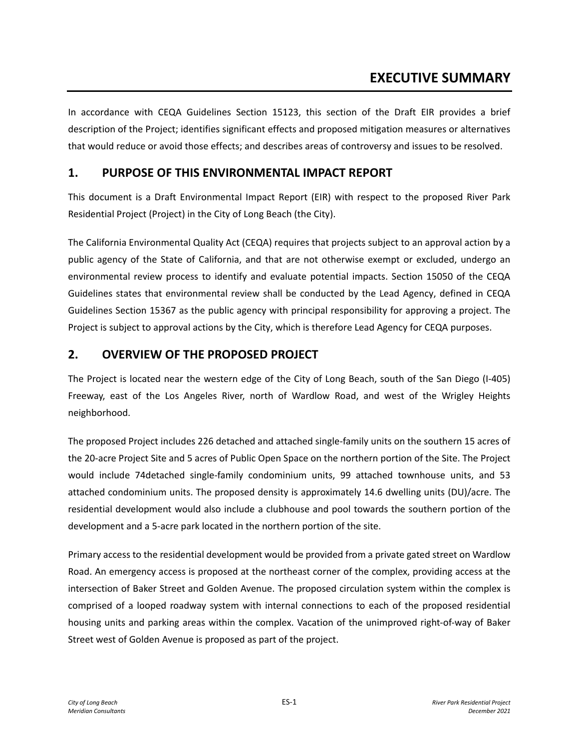# EXECUTIVE SUMMARY

In accordance with CEQA Guidelines Section 15123, this section of the Draft EIR provides a brief description of the Project; identifies significant effects and proposed mitigation measures or alternatives that would reduce or avoid those effects; and describes areas of controversy and issues to be resolved.

## 1. PURPOSE OF THIS ENVIRONMENTAL IMPACT REPORT

This document is a Draft Environmental Impact Report (EIR) with respect to the proposed River Park Residential Project (Project) in the City of Long Beach (the City).

The California Environmental Quality Act (CEQA) requires that projects subject to an approval action by a public agency of the State of California, and that are not otherwise exempt or excluded, undergo an environmental review process to identify and evaluate potential impacts. Section 15050 of the CEQA Guidelines states that environmental review shall be conducted by the Lead Agency, defined in CEQA Guidelines Section 15367 as the public agency with principal responsibility for approving a project. The Project is subject to approval actions by the City, which is therefore Lead Agency for CEQA purposes.

## 2. OVERVIEW OF THE PROPOSED PROJECT

The Project is located near the western edge of the City of Long Beach, south of the San Diego (I-405) Freeway, east of the Los Angeles River, north of Wardlow Road, and west of the Wrigley Heights neighborhood.

The proposed Project includes 226 detached and attached single-family units on the southern 15 acres of the 20-acre Project Site and 5 acres of Public Open Space on the northern portion of the Site. The Project would include 74detached single-family condominium units, 99 attached townhouse units, and 53 attached condominium units. The proposed density is approximately 14.6 dwelling units (DU)/acre. The residential development would also include a clubhouse and pool towards the southern portion of the development and a 5-acre park located in the northern portion of the site.

Primary access to the residential development would be provided from a private gated street on Wardlow Road. An emergency access is proposed at the northeast corner of the complex, providing access at the intersection of Baker Street and Golden Avenue. The proposed circulation system within the complex is comprised of a looped roadway system with internal connections to each of the proposed residential housing units and parking areas within the complex. Vacation of the unimproved right-of-way of Baker Street west of Golden Avenue is proposed as part of the project.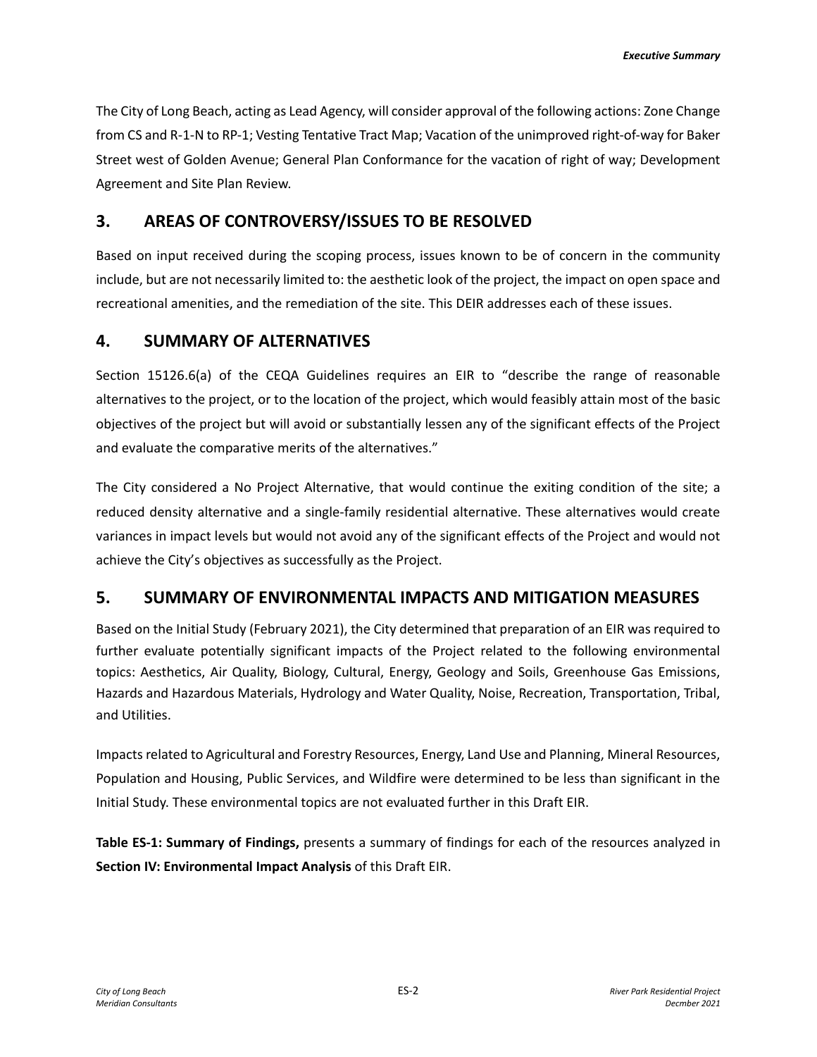The City of Long Beach, acting as Lead Agency, will consider approval of the following actions: Zone Change from CS and R-1-N to RP-1; Vesting Tentative Tract Map; Vacation of the unimproved right-of-way for Baker Street west of Golden Avenue; General Plan Conformance for the vacation of right of way; Development Agreement and Site Plan Review.

## 3. AREAS OF CONTROVERSY/ISSUES TO BE RESOLVED

Based on input received during the scoping process, issues known to be of concern in the community include, but are not necessarily limited to: the aesthetic look of the project, the impact on open space and recreational amenities, and the remediation of the site. This DEIR addresses each of these issues.

## 4. SUMMARY OF ALTERNATIVES

Section 15126.6(a) of the CEQA Guidelines requires an EIR to "describe the range of reasonable alternatives to the project, or to the location of the project, which would feasibly attain most of the basic objectives of the project but will avoid or substantially lessen any of the significant effects of the Project and evaluate the comparative merits of the alternatives."

The City considered a No Project Alternative, that would continue the exiting condition of the site; a reduced density alternative and a single-family residential alternative. These alternatives would create variances in impact levels but would not avoid any of the significant effects of the Project and would not achieve the City's objectives as successfully as the Project.

## 5. SUMMARY OF ENVIRONMENTAL IMPACTS AND MITIGATION MEASURES

Based on the Initial Study (February 2021), the City determined that preparation of an EIR was required to further evaluate potentially significant impacts of the Project related to the following environmental topics: Aesthetics, Air Quality, Biology, Cultural, Energy, Geology and Soils, Greenhouse Gas Emissions, Hazards and Hazardous Materials, Hydrology and Water Quality, Noise, Recreation, Transportation, Tribal, and Utilities.

Impacts related to Agricultural and Forestry Resources, Energy, Land Use and Planning, Mineral Resources, Population and Housing, Public Services, and Wildfire were determined to be less than significant in the Initial Study. These environmental topics are not evaluated further in this Draft EIR.

**Table ES-1: Summary of Findings,** presents a summary of findings for each of the resources analyzed in **Section IV: Environmental Impact Analysis** of this Draft EIR.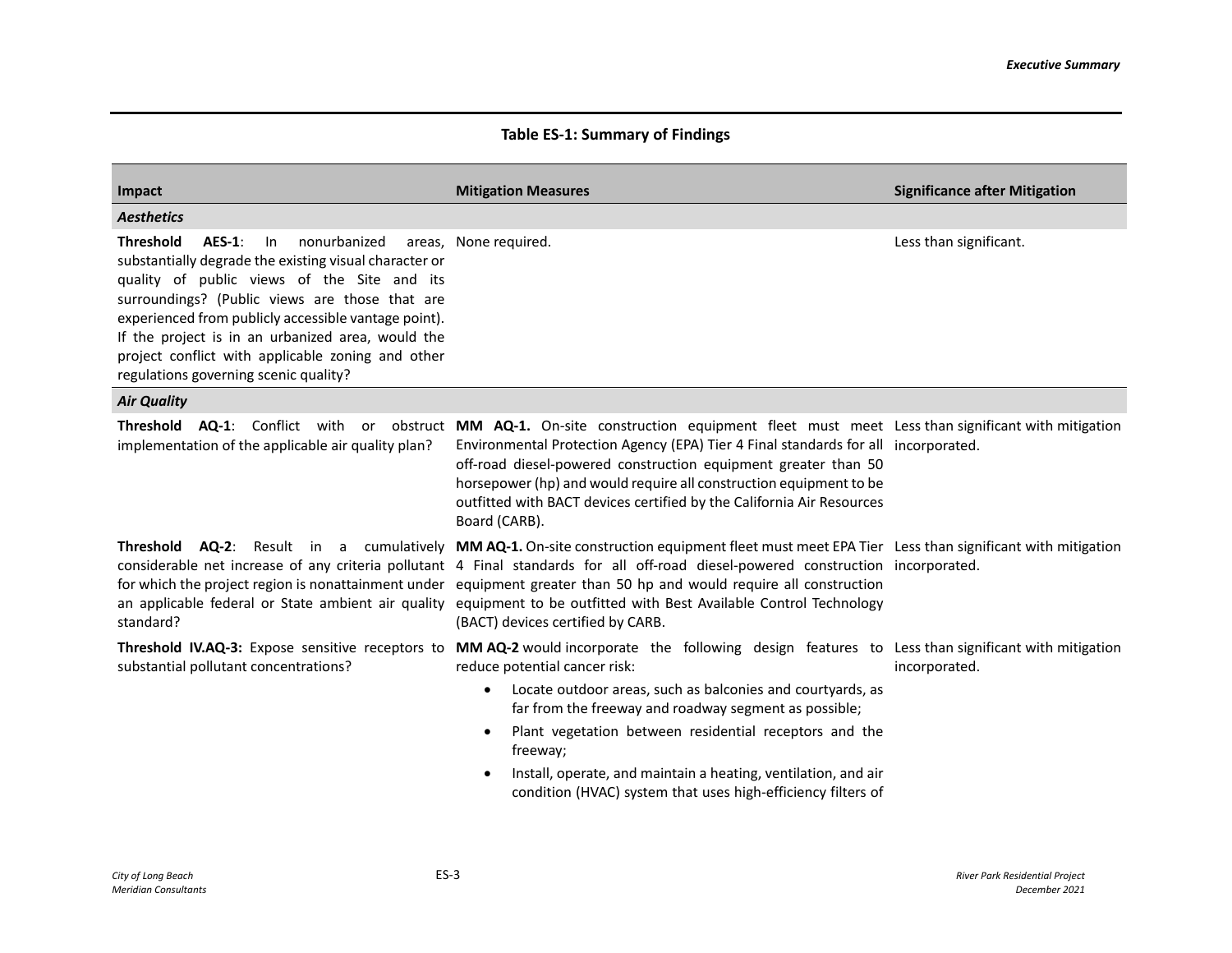**Table ES-1: Summary of Findings**

| Impact | Mitigation Measures | Significance after Mitigation |
|---|---|---|
| ***Aesthetics*** | | |
| **Threshold AES-1**: In nonurbanized areas, substantially degrade the existing visual character or quality of public views of the Site and its surroundings? (Public views are those that are experienced from publicly accessible vantage point). If the project is in an urbanized area, would the project conflict with applicable zoning and other regulations governing scenic quality? | None required. | Less than significant. |
| ***Air Quality*** | | |
| **Threshold AQ-1**: Conflict with or obstruct implementation of the applicable air quality plan? | **MM AQ-1.** On-site construction equipment fleet must meet Environmental Protection Agency (EPA) Tier 4 Final standards for all off-road diesel-powered construction equipment greater than 50 horsepower (hp) and would require all construction equipment to be outfitted with BACT devices certified by the California Air Resources Board (CARB). | Less than significant with mitigation incorporated. |
| **Threshold AQ-2**: Result in a cumulatively considerable net increase of any criteria pollutant for which the project region is nonattainment under an applicable federal or State ambient air quality standard? | **MM AQ-1.** On-site construction equipment fleet must meet EPA Tier 4 Final standards for all off-road diesel-powered construction equipment greater than 50 hp and would require all construction equipment to be outfitted with Best Available Control Technology (BACT) devices certified by CARB. | Less than significant with mitigation incorporated. |
| **Threshold IV.AQ-3:** Expose sensitive receptors to substantial pollutant concentrations? | **MM AQ-2** would incorporate the following design features to reduce potential cancer risk:<br>• Locate outdoor areas, such as balconies and courtyards, as far from the freeway and roadway segment as possible;<br>• Plant vegetation between residential receptors and the freeway;<br>• Install, operate, and maintain a heating, ventilation, and air condition (HVAC) system that uses high-efficiency filters of | Less than significant with mitigation incorporated. |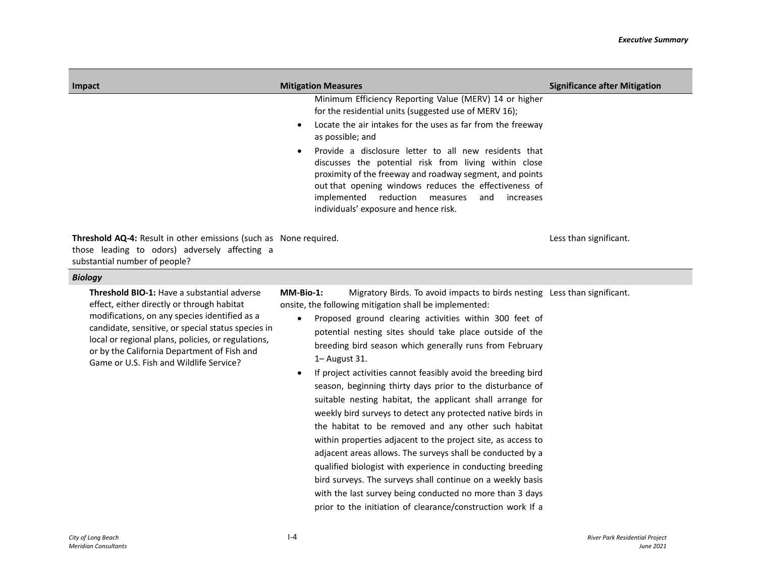| Impact | Mitigation Measures | Significance after Mitigation |
|---|---|---|
| | Minimum Efficiency Reporting Value (MERV) 14 or higher for the residential units (suggested use of MERV 16);<br>• Locate the air intakes for the uses as far from the freeway as possible; and<br>• Provide a disclosure letter to all new residents that discusses the potential risk from living within close proximity of the freeway and roadway segment, and points out that opening windows reduces the effectiveness of implemented reduction measures and increases individuals' exposure and hence risk. | |
| **Threshold AQ-4:** Result in other emissions (such as those leading to odors) adversely affecting a substantial number of people? | None required. | Less than significant. |
| ***Biology*** | | |
| **Threshold BIO-1:** Have a substantial adverse effect, either directly or through habitat modifications, on any species identified as a candidate, sensitive, or special status species in local or regional plans, policies, or regulations, or by the California Department of Fish and Game or U.S. Fish and Wildlife Service? | **MM-Bio-1:** Migratory Birds. To avoid impacts to birds nesting onsite, the following mitigation shall be implemented:<br>• Proposed ground clearing activities within 300 feet of potential nesting sites should take place outside of the breeding bird season which generally runs from February 1– August 31.<br>• If project activities cannot feasibly avoid the breeding bird season, beginning thirty days prior to the disturbance of suitable nesting habitat, the applicant shall arrange for weekly bird surveys to detect any protected native birds in the habitat to be removed and any other such habitat within properties adjacent to the project site, as access to adjacent areas allows. The surveys shall be conducted by a qualified biologist with experience in conducting breeding bird surveys. The surveys shall continue on a weekly basis with the last survey being conducted no more than 3 days prior to the initiation of clearance/construction work If a | Less than significant. |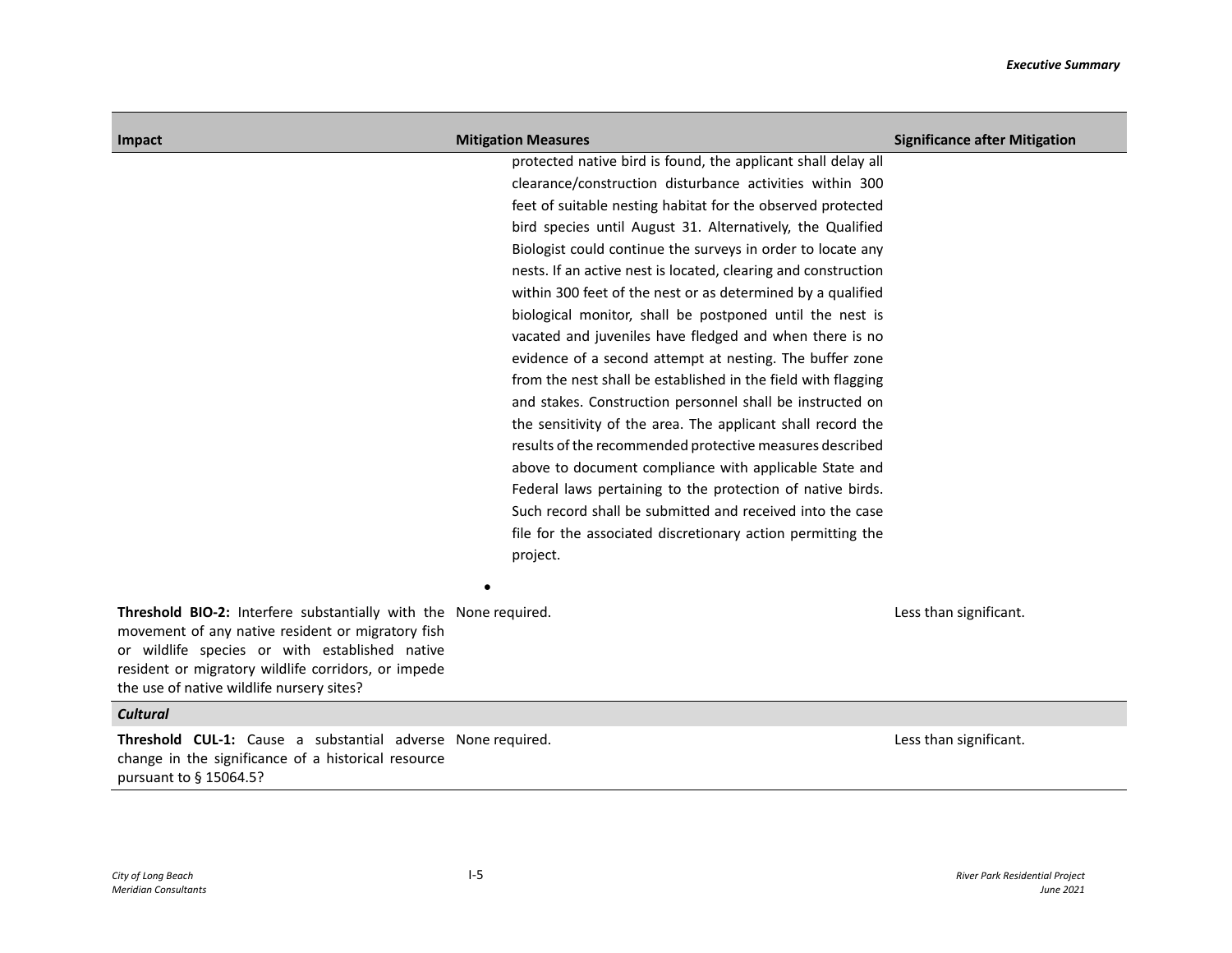| Impact | Mitigation Measures | Significance after Mitigation |
|---|---|---|
| | protected native bird is found, the applicant shall delay all clearance/construction disturbance activities within 300 feet of suitable nesting habitat for the observed protected bird species until August 31. Alternatively, the Qualified Biologist could continue the surveys in order to locate any nests. If an active nest is located, clearing and construction within 300 feet of the nest or as determined by a qualified biological monitor, shall be postponed until the nest is vacated and juveniles have fledged and when there is no evidence of a second attempt at nesting. The buffer zone from the nest shall be established in the field with flagging and stakes. Construction personnel shall be instructed on the sensitivity of the area. The applicant shall record the results of the recommended protective measures described above to document compliance with applicable State and Federal laws pertaining to the protection of native birds. Such record shall be submitted and received into the case file for the associated discretionary action permitting the project.<br><br>• | |
| **Threshold BIO-2:** Interfere substantially with the movement of any native resident or migratory fish or wildlife species or with established native resident or migratory wildlife corridors, or impede the use of native wildlife nursery sites? | None required. | Less than significant. |
| ***Cultural*** | | |
| **Threshold CUL-1:** Cause a substantial adverse change in the significance of a historical resource pursuant to § 15064.5? | None required. | Less than significant. |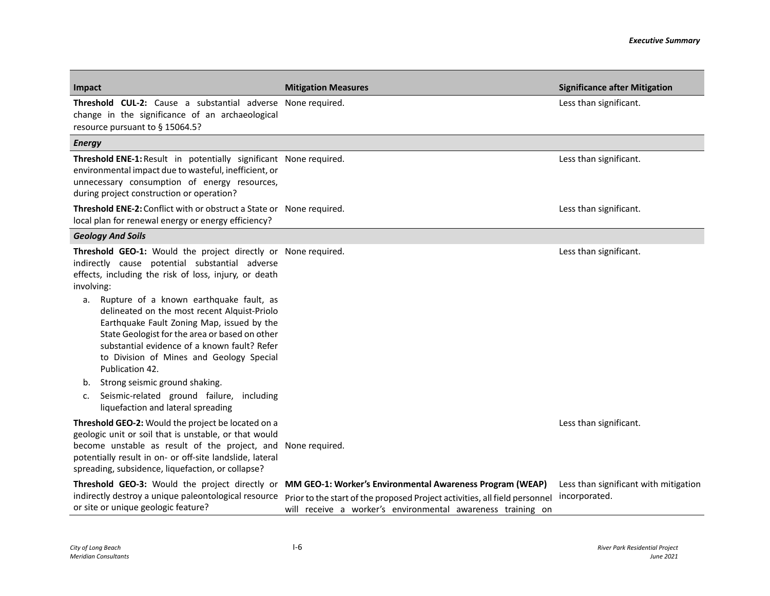| Impact | Mitigation Measures | Significance after Mitigation |
|---|---|---|
| **Threshold CUL-2:** Cause a substantial adverse change in the significance of an archaeological resource pursuant to § 15064.5? | None required. | Less than significant. |
| ***Energy*** | | |
| **Threshold ENE-1:** Result in potentially significant environmental impact due to wasteful, inefficient, or unnecessary consumption of energy resources, during project construction or operation? | None required. | Less than significant. |
| **Threshold ENE-2:** Conflict with or obstruct a State or local plan for renewal energy or energy efficiency? | None required. | Less than significant. |
| ***Geology And Soils*** | | |
| **Threshold GEO-1:** Would the project directly or indirectly cause potential substantial adverse effects, including the risk of loss, injury, or death involving:<br>a. Rupture of a known earthquake fault, as delineated on the most recent Alquist-Priolo Earthquake Fault Zoning Map, issued by the State Geologist for the area or based on other substantial evidence of a known fault? Refer to Division of Mines and Geology Special Publication 42.<br>b. Strong seismic ground shaking.<br>c. Seismic-related ground failure, including liquefaction and lateral spreading | None required. | Less than significant. |
| **Threshold GEO-2:** Would the project be located on a geologic unit or soil that is unstable, or that would become unstable as result of the project, and potentially result in on- or off-site landslide, lateral spreading, subsidence, liquefaction, or collapse? | None required. | Less than significant. |
| **Threshold GEO-3:** Would the project directly or indirectly destroy a unique paleontological resource or site or unique geologic feature? | **MM GEO-1: Worker's Environmental Awareness Program (WEAP)**<br>Prior to the start of the proposed Project activities, all field personnel will receive a worker's environmental awareness training on | Less than significant with mitigation incorporated. |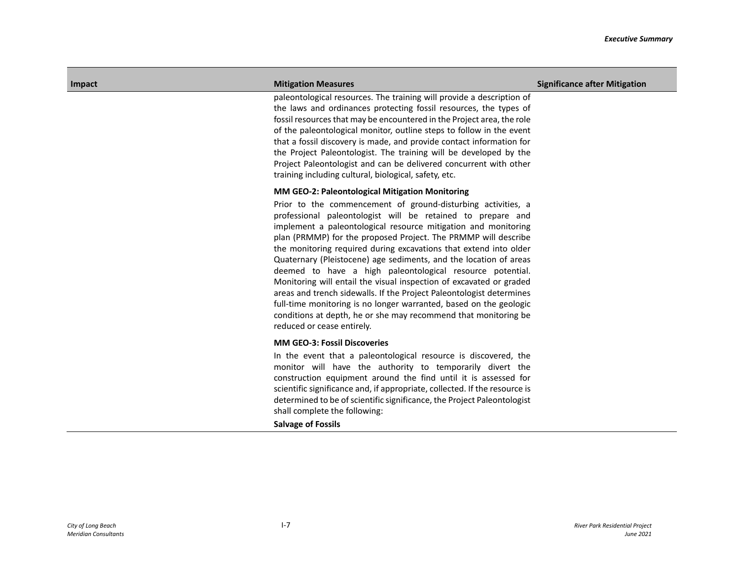| Impact | Mitigation Measures | Significance after Mitigation |
|---|---|---|
| | paleontological resources. The training will provide a description of the laws and ordinances protecting fossil resources, the types of fossil resources that may be encountered in the Project area, the role of the paleontological monitor, outline steps to follow in the event that a fossil discovery is made, and provide contact information for the Project Paleontologist. The training will be developed by the Project Paleontologist and can be delivered concurrent with other training including cultural, biological, safety, etc.<br><br>**MM GEO-2: Paleontological Mitigation Monitoring**<br><br>Prior to the commencement of ground-disturbing activities, a professional paleontologist will be retained to prepare and implement a paleontological resource mitigation and monitoring plan (PRMMP) for the proposed Project. The PRMMP will describe the monitoring required during excavations that extend into older Quaternary (Pleistocene) age sediments, and the location of areas deemed to have a high paleontological resource potential. Monitoring will entail the visual inspection of excavated or graded areas and trench sidewalls. If the Project Paleontologist determines full-time monitoring is no longer warranted, based on the geologic conditions at depth, he or she may recommend that monitoring be reduced or cease entirely.<br><br>**MM GEO-3: Fossil Discoveries**<br><br>In the event that a paleontological resource is discovered, the monitor will have the authority to temporarily divert the construction equipment around the find until it is assessed for scientific significance and, if appropriate, collected. If the resource is determined to be of scientific significance, the Project Paleontologist shall complete the following:<br><br>**Salvage of Fossils** | |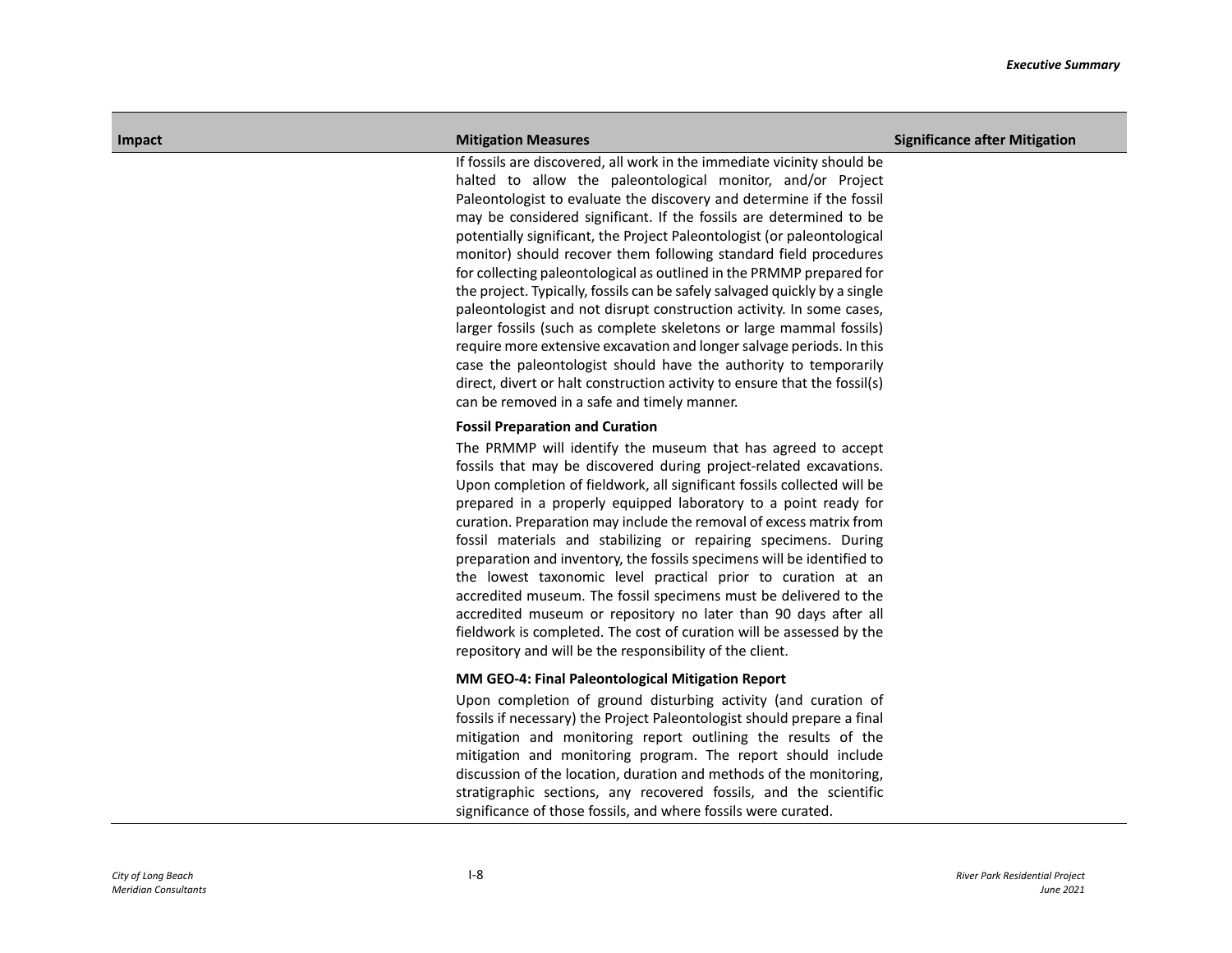| Impact | Mitigation Measures | Significance after Mitigation |
|---|---|---|
| | If fossils are discovered, all work in the immediate vicinity should be halted to allow the paleontological monitor, and/or Project Paleontologist to evaluate the discovery and determine if the fossil may be considered significant. If the fossils are determined to be potentially significant, the Project Paleontologist (or paleontological monitor) should recover them following standard field procedures for collecting paleontological as outlined in the PRMMP prepared for the project. Typically, fossils can be safely salvaged quickly by a single paleontologist and not disrupt construction activity. In some cases, larger fossils (such as complete skeletons or large mammal fossils) require more extensive excavation and longer salvage periods. In this case the paleontologist should have the authority to temporarily direct, divert or halt construction activity to ensure that the fossil(s) can be removed in a safe and timely manner.<br><br>**Fossil Preparation and Curation**<br><br>The PRMMP will identify the museum that has agreed to accept fossils that may be discovered during project-related excavations. Upon completion of fieldwork, all significant fossils collected will be prepared in a properly equipped laboratory to a point ready for curation. Preparation may include the removal of excess matrix from fossil materials and stabilizing or repairing specimens. During preparation and inventory, the fossils specimens will be identified to the lowest taxonomic level practical prior to curation at an accredited museum. The fossil specimens must be delivered to the accredited museum or repository no later than 90 days after all fieldwork is completed. The cost of curation will be assessed by the repository and will be the responsibility of the client.<br><br>**MM GEO-4: Final Paleontological Mitigation Report**<br><br>Upon completion of ground disturbing activity (and curation of fossils if necessary) the Project Paleontologist should prepare a final mitigation and monitoring report outlining the results of the mitigation and monitoring program. The report should include discussion of the location, duration and methods of the monitoring, stratigraphic sections, any recovered fossils, and the scientific significance of those fossils, and where fossils were curated. | |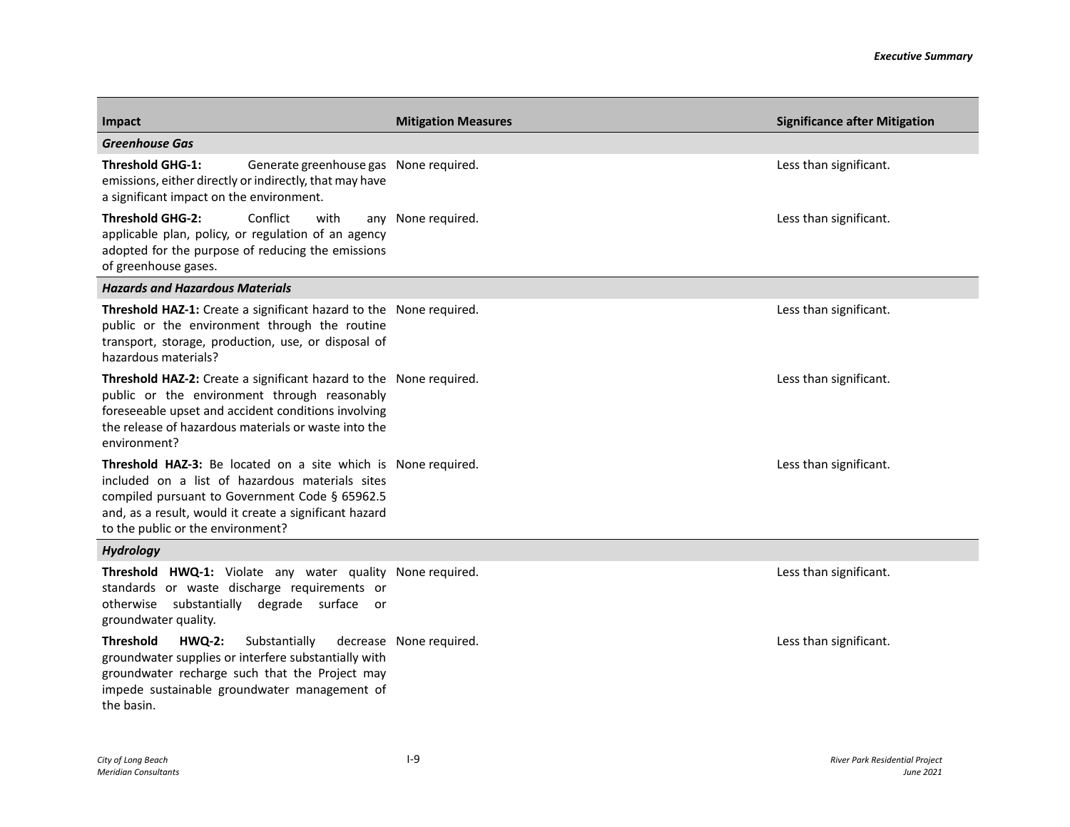| Impact | Mitigation Measures | Significance after Mitigation |
|---|---|---|
| ***Greenhouse Gas*** | | |
| **Threshold GHG-1:** Generate greenhouse gas emissions, either directly or indirectly, that may have a significant impact on the environment. | None required. | Less than significant. |
| **Threshold GHG-2:** Conflict with any applicable plan, policy, or regulation of an agency adopted for the purpose of reducing the emissions of greenhouse gases. | None required. | Less than significant. |
| ***Hazards and Hazardous Materials*** | | |
| **Threshold HAZ-1:** Create a significant hazard to the public or the environment through the routine transport, storage, production, use, or disposal of hazardous materials? | None required. | Less than significant. |
| **Threshold HAZ-2:** Create a significant hazard to the public or the environment through reasonably foreseeable upset and accident conditions involving the release of hazardous materials or waste into the environment? | None required. | Less than significant. |
| **Threshold HAZ-3:** Be located on a site which is included on a list of hazardous materials sites compiled pursuant to Government Code § 65962.5 and, as a result, would it create a significant hazard to the public or the environment? | None required. | Less than significant. |
| ***Hydrology*** | | |
| **Threshold HWQ-1:** Violate any water quality standards or waste discharge requirements or otherwise substantially degrade surface or groundwater quality. | None required. | Less than significant. |
| **Threshold HWQ-2:** Substantially decrease groundwater supplies or interfere substantially with groundwater recharge such that the Project may impede sustainable groundwater management of the basin. | None required. | Less than significant. |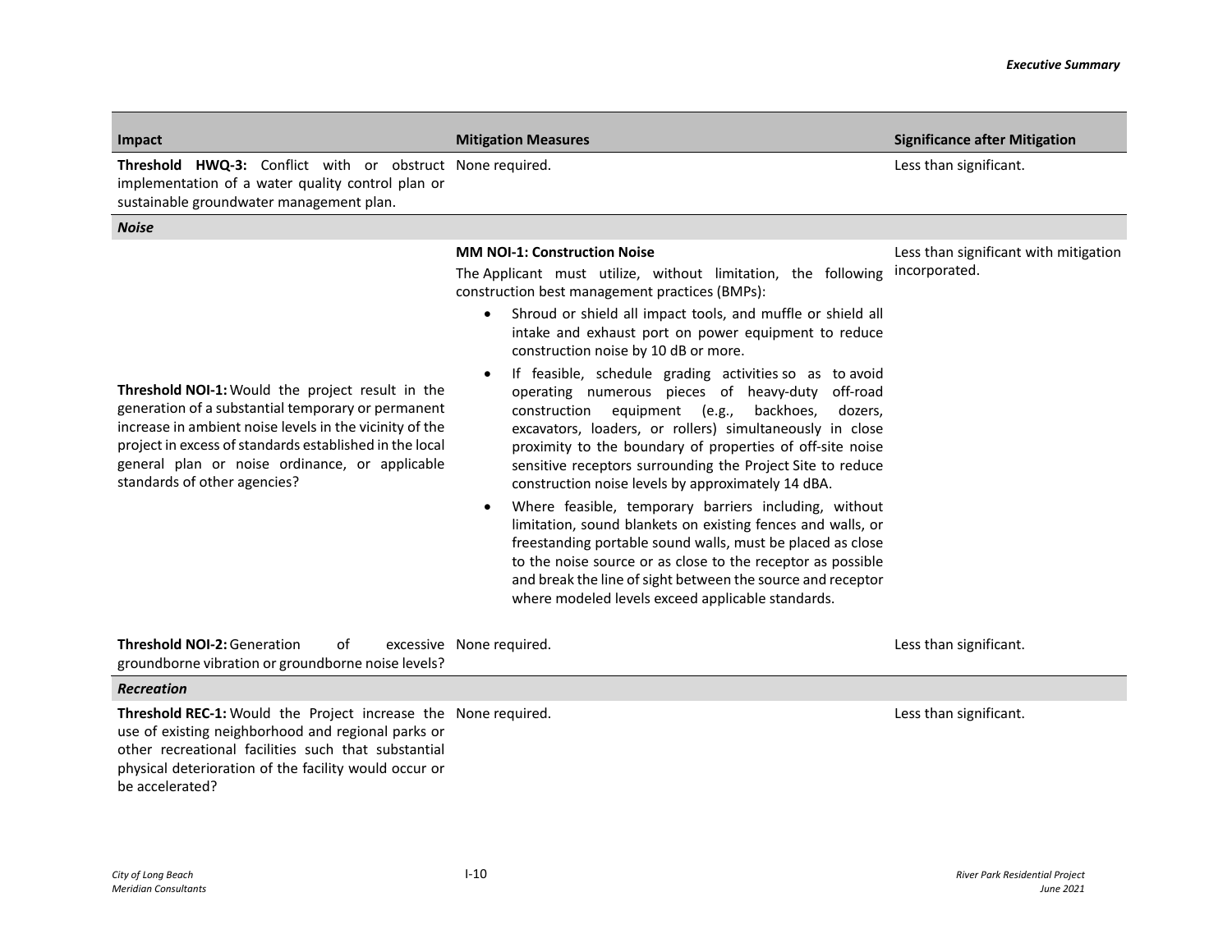| Impact | Mitigation Measures | Significance after Mitigation |
|---|---|---|
| **Threshold HWQ-3:** Conflict with or obstruct implementation of a water quality control plan or sustainable groundwater management plan. | None required. | Less than significant. |
| ***Noise*** | | |
| **Threshold NOI-1:** Would the project result in the generation of a substantial temporary or permanent increase in ambient noise levels in the vicinity of the project in excess of standards established in the local general plan or noise ordinance, or applicable standards of other agencies? | **MM NOI-1: Construction Noise**<br>The Applicant must utilize, without limitation, the following construction best management practices (BMPs):<br>• Shroud or shield all impact tools, and muffle or shield all intake and exhaust port on power equipment to reduce construction noise by 10 dB or more.<br>• If feasible, schedule grading activities so as to avoid operating numerous pieces of heavy-duty off-road construction equipment (e.g., backhoes, dozers, excavators, loaders, or rollers) simultaneously in close proximity to the boundary of properties of off-site noise sensitive receptors surrounding the Project Site to reduce construction noise levels by approximately 14 dBA.<br>• Where feasible, temporary barriers including, without limitation, sound blankets on existing fences and walls, or freestanding portable sound walls, must be placed as close to the noise source or as close to the receptor as possible and break the line of sight between the source and receptor where modeled levels exceed applicable standards. | Less than significant with mitigation incorporated. |
| **Threshold NOI-2:** Generation of excessive groundborne vibration or groundborne noise levels? | None required. | Less than significant. |
| ***Recreation*** | | |
| **Threshold REC-1:** Would the Project increase the use of existing neighborhood and regional parks or other recreational facilities such that substantial physical deterioration of the facility would occur or be accelerated? | None required. | Less than significant. |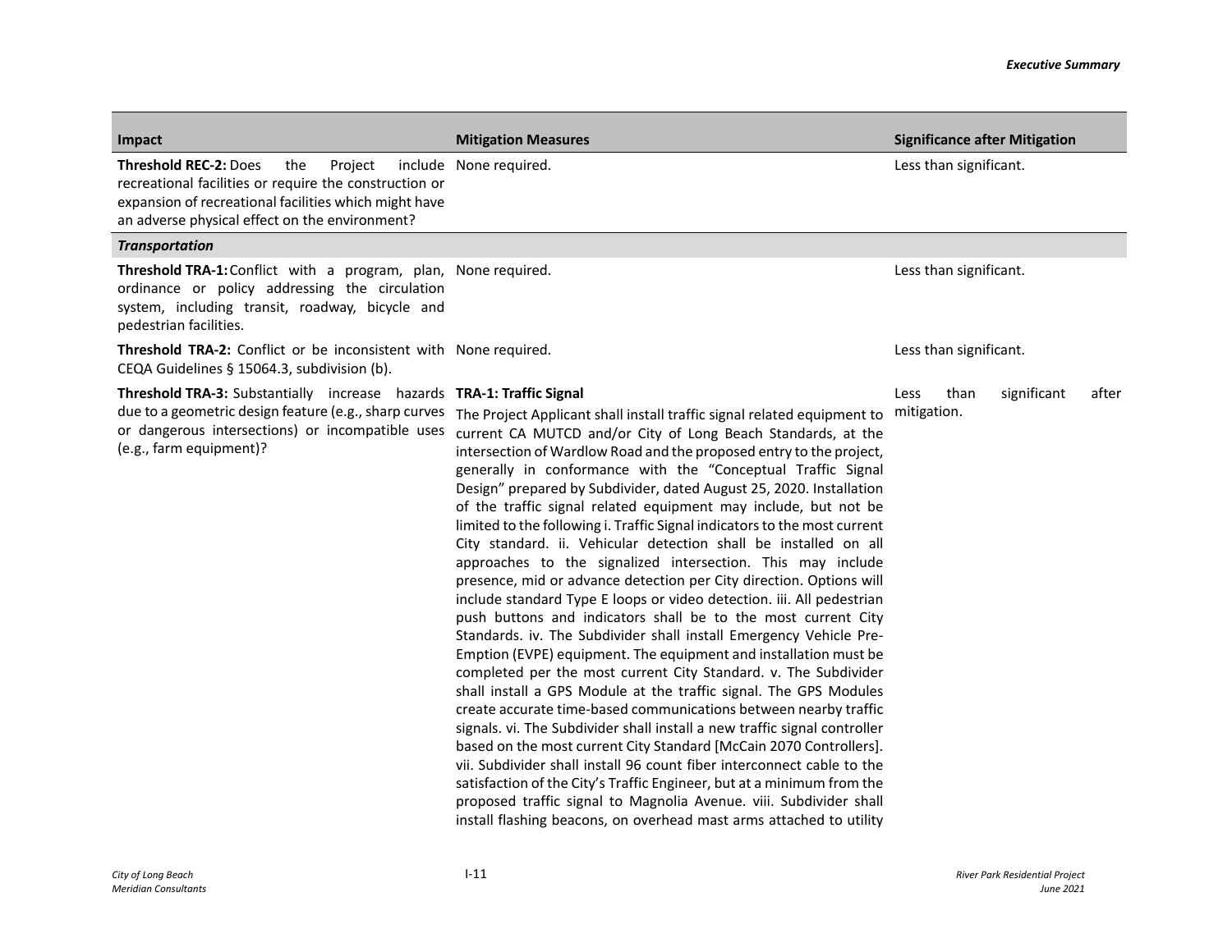| Impact | Mitigation Measures | Significance after Mitigation |
|---|---|---|
| **Threshold REC-2:** Does the Project include recreational facilities or require the construction or expansion of recreational facilities which might have an adverse physical effect on the environment? | None required. | Less than significant. |
| ***Transportation*** | | |
| **Threshold TRA-1:** Conflict with a program, plan, ordinance or policy addressing the circulation system, including transit, roadway, bicycle and pedestrian facilities. | None required. | Less than significant. |
| **Threshold TRA-2:** Conflict or be inconsistent with CEQA Guidelines § 15064.3, subdivision (b). | None required. | Less than significant. |
| **Threshold TRA-3:** Substantially increase hazards due to a geometric design feature (e.g., sharp curves or dangerous intersections) or incompatible uses (e.g., farm equipment)? | **TRA-1: Traffic Signal** The Project Applicant shall install traffic signal related equipment to current CA MUTCD and/or City of Long Beach Standards, at the intersection of Wardlow Road and the proposed entry to the project, generally in conformance with the "Conceptual Traffic Signal Design" prepared by Subdivider, dated August 25, 2020. Installation of the traffic signal related equipment may include, but not be limited to the following i. Traffic Signal indicators to the most current City standard. ii. Vehicular detection shall be installed on all approaches to the signalized intersection. This may include presence, mid or advance detection per City direction. Options will include standard Type E loops or video detection. iii. All pedestrian push buttons and indicators shall be to the most current City Standards. iv. The Subdivider shall install Emergency Vehicle Pre-Emption (EVPE) equipment. The equipment and installation must be completed per the most current City Standard. v. The Subdivider shall install a GPS Module at the traffic signal. The GPS Modules create accurate time-based communications between nearby traffic signals. vi. The Subdivider shall install a new traffic signal controller based on the most current City Standard [McCain 2070 Controllers]. vii. Subdivider shall install 96 count fiber interconnect cable to the satisfaction of the City's Traffic Engineer, but at a minimum from the proposed traffic signal to Magnolia Avenue. viii. Subdivider shall install flashing beacons, on overhead mast arms attached to utility | Less than significant after mitigation. |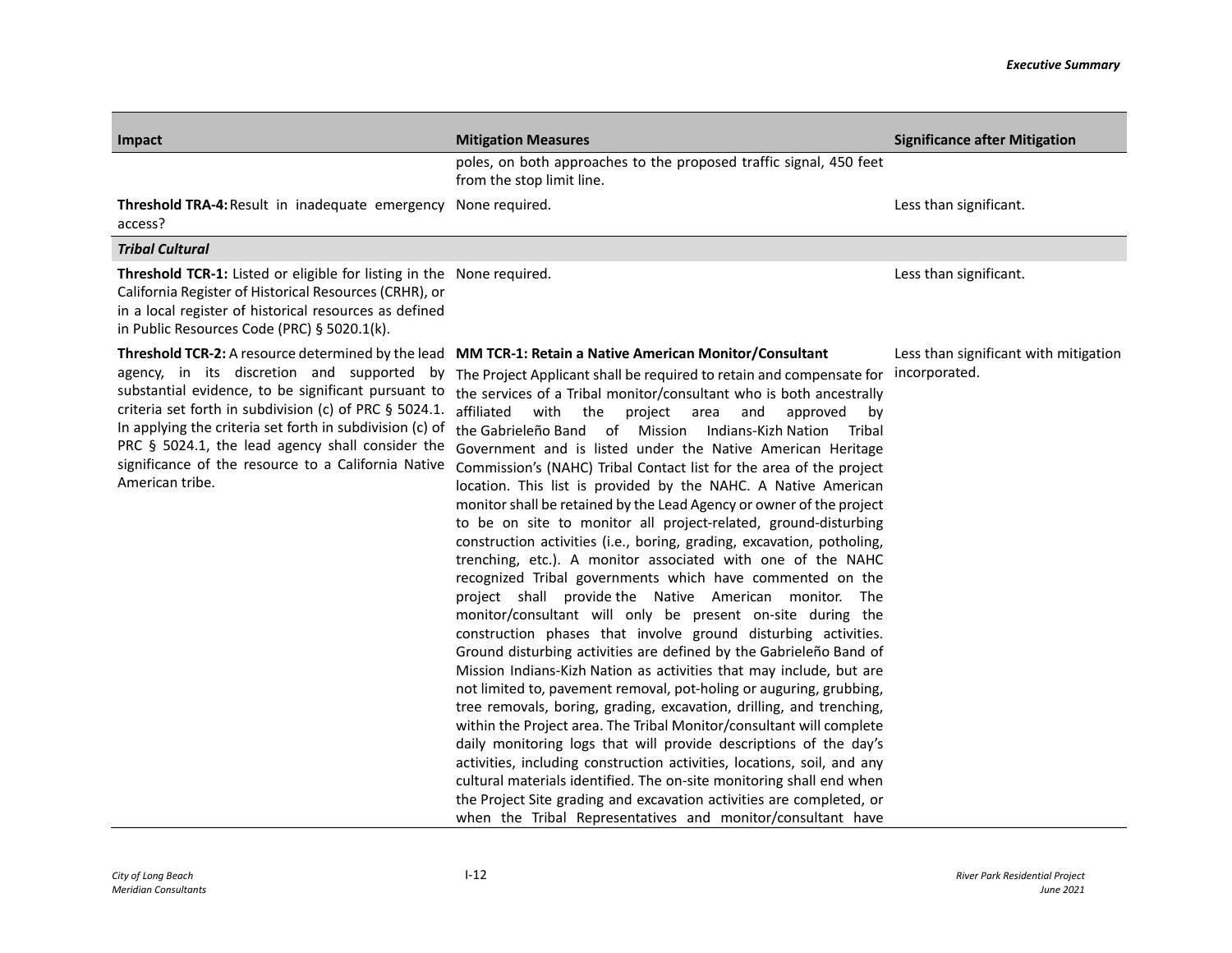| Impact | Mitigation Measures | Significance after Mitigation |
|---|---|---|
| | poles, on both approaches to the proposed traffic signal, 450 feet from the stop limit line. | |
| **Threshold TRA-4:** Result in inadequate emergency access? | None required. | Less than significant. |
| ***Tribal Cultural*** | | |
| **Threshold TCR-1:** Listed or eligible for listing in the California Register of Historical Resources (CRHR), or in a local register of historical resources as defined in Public Resources Code (PRC) § 5020.1(k). | None required. | Less than significant. |
| **Threshold TCR-2:** A resource determined by the lead agency, in its discretion and supported by substantial evidence, to be significant pursuant to criteria set forth in subdivision (c) of PRC § 5024.1. In applying the criteria set forth in subdivision (c) of PRC § 5024.1, the lead agency shall consider the significance of the resource to a California Native American tribe. | **MM TCR-1: Retain a Native American Monitor/Consultant** The Project Applicant shall be required to retain and compensate for the services of a Tribal monitor/consultant who is both ancestrally affiliated with the project area and approved by the Gabrieleño Band of Mission Indians-Kizh Nation Tribal Government and is listed under the Native American Heritage Commission's (NAHC) Tribal Contact list for the area of the project location. This list is provided by the NAHC. A Native American monitor shall be retained by the Lead Agency or owner of the project to be on site to monitor all project-related, ground-disturbing construction activities (i.e., boring, grading, excavation, potholing, trenching, etc.). A monitor associated with one of the NAHC recognized Tribal governments which have commented on the project shall provide the Native American monitor. The monitor/consultant will only be present on-site during the construction phases that involve ground disturbing activities. Ground disturbing activities are defined by the Gabrieleño Band of Mission Indians-Kizh Nation as activities that may include, but are not limited to, pavement removal, pot-holing or auguring, grubbing, tree removals, boring, grading, excavation, drilling, and trenching, within the Project area. The Tribal Monitor/consultant will complete daily monitoring logs that will provide descriptions of the day's activities, including construction activities, locations, soil, and any cultural materials identified. The on-site monitoring shall end when the Project Site grading and excavation activities are completed, or when the Tribal Representatives and monitor/consultant have | Less than significant with mitigation incorporated. |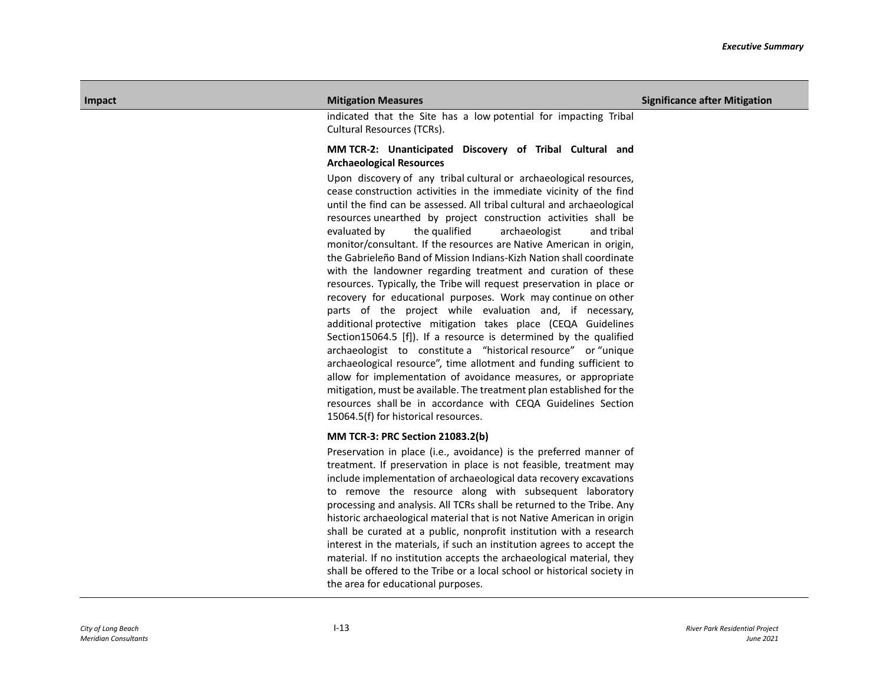| Impact | Mitigation Measures | Significance after Mitigation |
|---|---|---|
| | indicated that the Site has a low potential for impacting Tribal Cultural Resources (TCRs).<br><br>**MM TCR-2: Unanticipated Discovery of Tribal Cultural and Archaeological Resources**<br><br>Upon discovery of any tribal cultural or archaeological resources, cease construction activities in the immediate vicinity of the find until the find can be assessed. All tribal cultural and archaeological resources unearthed by project construction activities shall be evaluated by the qualified archaeologist and tribal monitor/consultant. If the resources are Native American in origin, the Gabrieleño Band of Mission Indians-Kizh Nation shall coordinate with the landowner regarding treatment and curation of these resources. Typically, the Tribe will request preservation in place or recovery for educational purposes. Work may continue on other parts of the project while evaluation and, if necessary, additional protective mitigation takes place (CEQA Guidelines Section15064.5 [f]). If a resource is determined by the qualified archaeologist to constitute a "historical resource" or "unique archaeological resource", time allotment and funding sufficient to allow for implementation of avoidance measures, or appropriate mitigation, must be available. The treatment plan established for the resources shall be in accordance with CEQA Guidelines Section 15064.5(f) for historical resources.<br><br>**MM TCR-3: PRC Section 21083.2(b)**<br><br>Preservation in place (i.e., avoidance) is the preferred manner of treatment. If preservation in place is not feasible, treatment may include implementation of archaeological data recovery excavations to remove the resource along with subsequent laboratory processing and analysis. All TCRs shall be returned to the Tribe. Any historic archaeological material that is not Native American in origin shall be curated at a public, nonprofit institution with a research interest in the materials, if such an institution agrees to accept the material. If no institution accepts the archaeological material, they shall be offered to the Tribe or a local school or historical society in the area for educational purposes. | |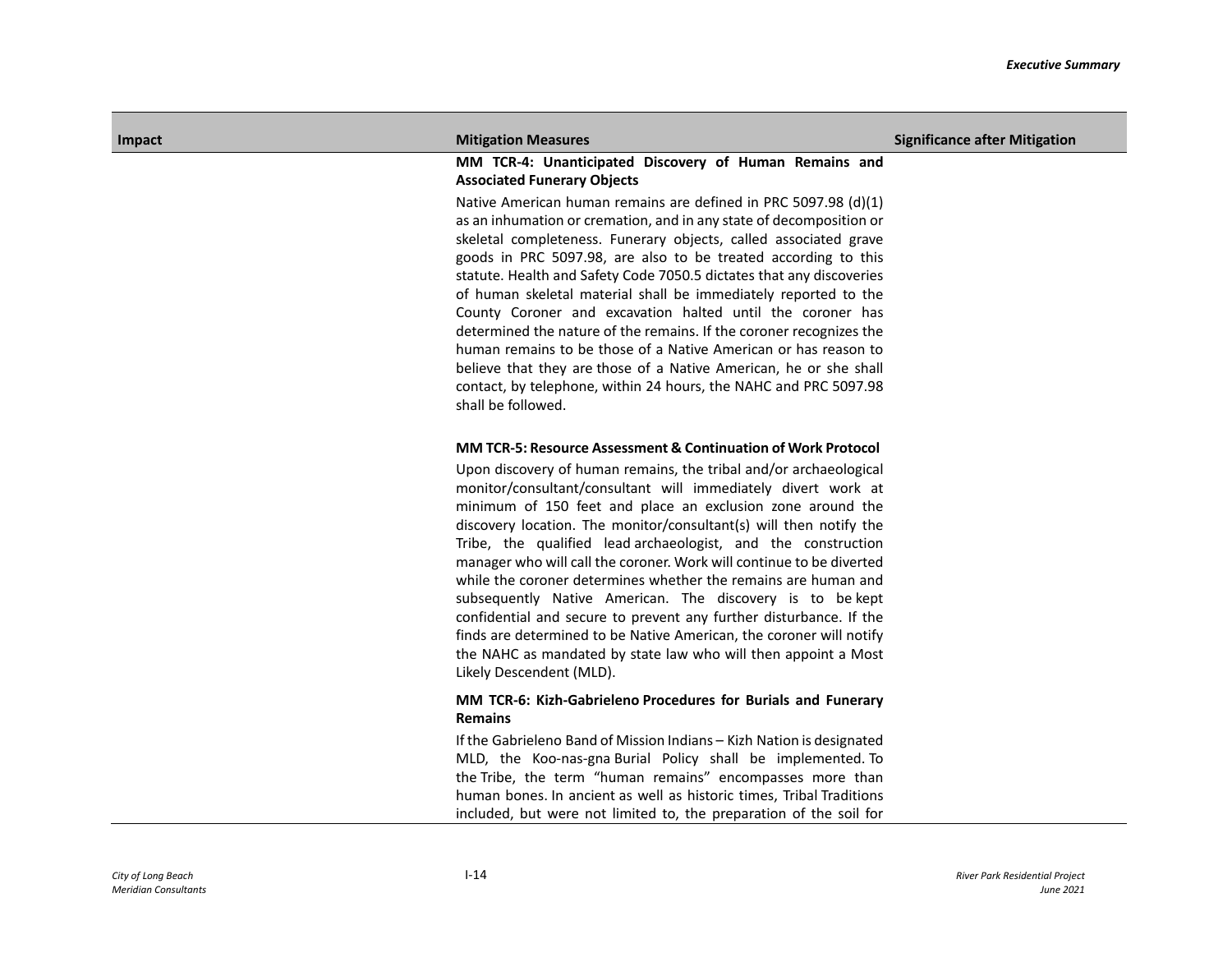| Impact | Mitigation Measures | Significance after Mitigation |
|---|---|---|
| | **MM TCR-4: Unanticipated Discovery of Human Remains and Associated Funerary Objects**<br><br>Native American human remains are defined in PRC 5097.98 (d)(1) as an inhumation or cremation, and in any state of decomposition or skeletal completeness. Funerary objects, called associated grave goods in PRC 5097.98, are also to be treated according to this statute. Health and Safety Code 7050.5 dictates that any discoveries of human skeletal material shall be immediately reported to the County Coroner and excavation halted until the coroner has determined the nature of the remains. If the coroner recognizes the human remains to be those of a Native American or has reason to believe that they are those of a Native American, he or she shall contact, by telephone, within 24 hours, the NAHC and PRC 5097.98 shall be followed.<br><br>**MM TCR-5: Resource Assessment & Continuation of Work Protocol**<br><br>Upon discovery of human remains, the tribal and/or archaeological monitor/consultant/consultant will immediately divert work at minimum of 150 feet and place an exclusion zone around the discovery location. The monitor/consultant(s) will then notify the Tribe, the qualified lead archaeologist, and the construction manager who will call the coroner. Work will continue to be diverted while the coroner determines whether the remains are human and subsequently Native American. The discovery is to be kept confidential and secure to prevent any further disturbance. If the finds are determined to be Native American, the coroner will notify the NAHC as mandated by state law who will then appoint a Most Likely Descendent (MLD).<br><br>**MM TCR-6: Kizh-Gabrieleno Procedures for Burials and Funerary Remains**<br><br>If the Gabrieleno Band of Mission Indians – Kizh Nation is designated MLD, the Koo-nas-gna Burial Policy shall be implemented. To the Tribe, the term "human remains" encompasses more than human bones. In ancient as well as historic times, Tribal Traditions included, but were not limited to, the preparation of the soil for | |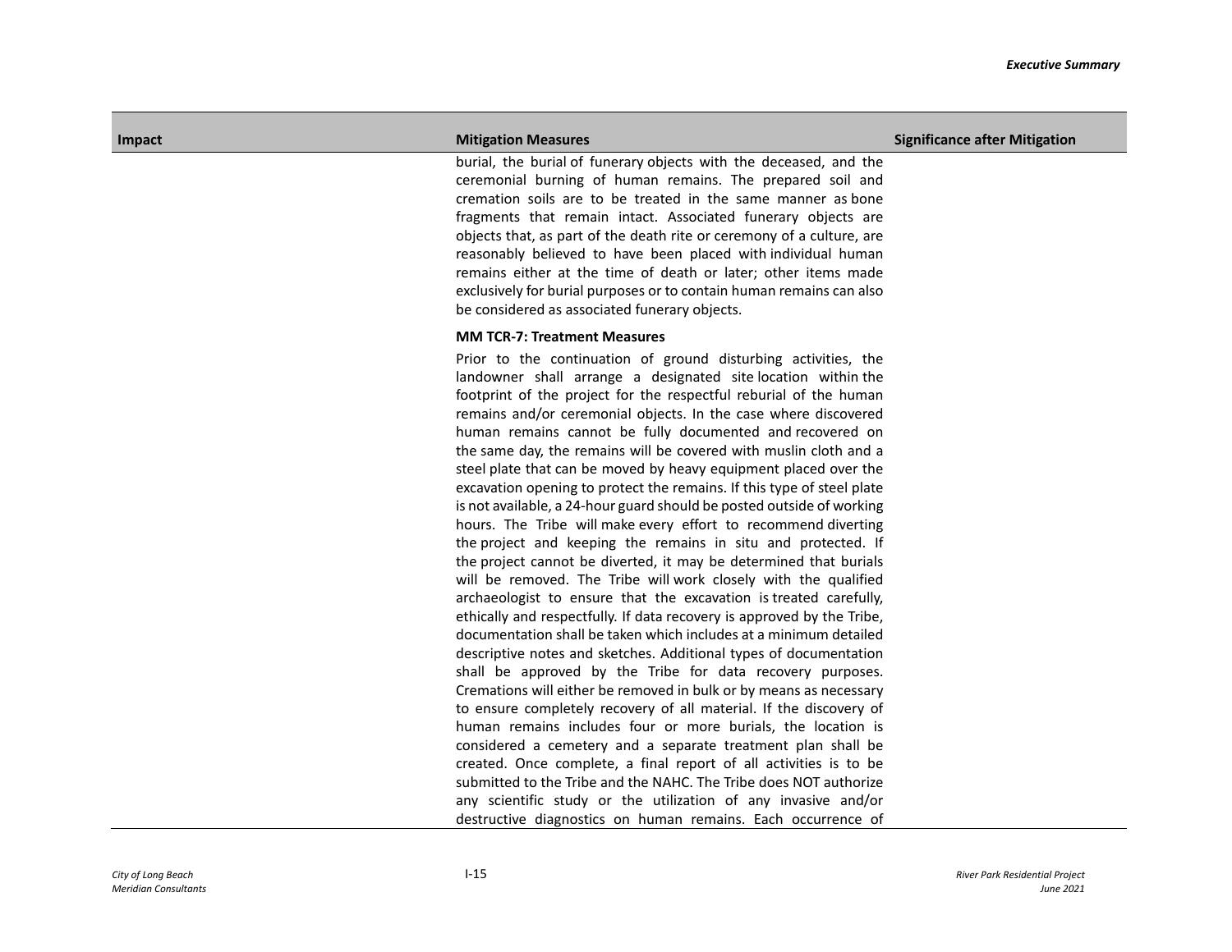| Impact | Mitigation Measures | Significance after Mitigation |
| --- | --- | --- |
| | burial, the burial of funerary objects with the deceased, and the ceremonial burning of human remains. The prepared soil and cremation soils are to be treated in the same manner as bone fragments that remain intact. Associated funerary objects are objects that, as part of the death rite or ceremony of a culture, are reasonably believed to have been placed with individual human remains either at the time of death or later; other items made exclusively for burial purposes or to contain human remains can also be considered as associated funerary objects.<br><br>**MM TCR-7: Treatment Measures**<br><br>Prior to the continuation of ground disturbing activities, the landowner shall arrange a designated site location within the footprint of the project for the respectful reburial of the human remains and/or ceremonial objects. In the case where discovered human remains cannot be fully documented and recovered on the same day, the remains will be covered with muslin cloth and a steel plate that can be moved by heavy equipment placed over the excavation opening to protect the remains. If this type of steel plate is not available, a 24-hour guard should be posted outside of working hours. The Tribe will make every effort to recommend diverting the project and keeping the remains in situ and protected. If the project cannot be diverted, it may be determined that burials will be removed. The Tribe will work closely with the qualified archaeologist to ensure that the excavation is treated carefully, ethically and respectfully. If data recovery is approved by the Tribe, documentation shall be taken which includes at a minimum detailed descriptive notes and sketches. Additional types of documentation shall be approved by the Tribe for data recovery purposes. Cremations will either be removed in bulk or by means as necessary to ensure completely recovery of all material. If the discovery of human remains includes four or more burials, the location is considered a cemetery and a separate treatment plan shall be created. Once complete, a final report of all activities is to be submitted to the Tribe and the NAHC. The Tribe does NOT authorize any scientific study or the utilization of any invasive and/or destructive diagnostics on human remains. Each occurrence of | |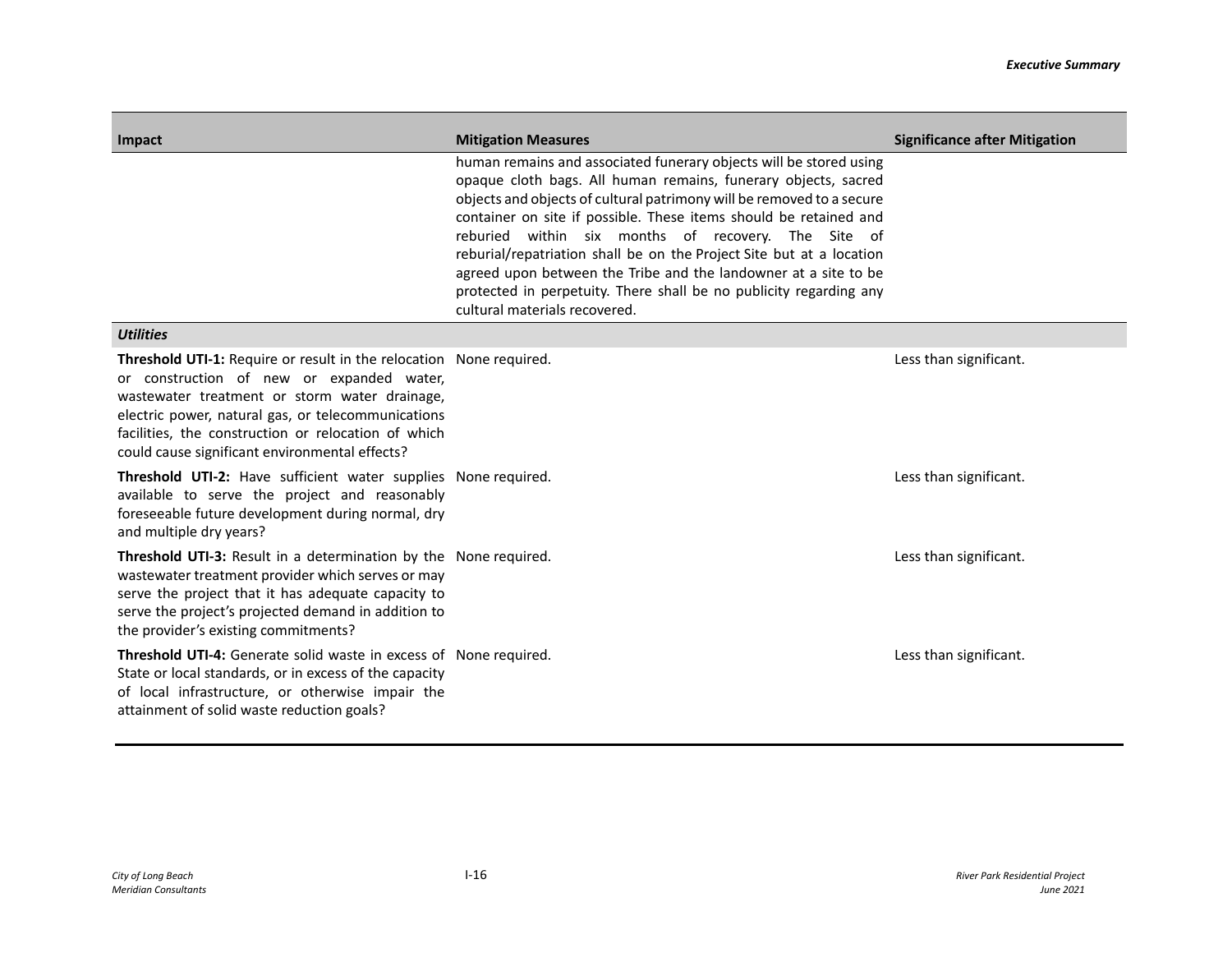| Impact | Mitigation Measures | Significance after Mitigation |
| --- | --- | --- |
| | human remains and associated funerary objects will be stored using opaque cloth bags. All human remains, funerary objects, sacred objects and objects of cultural patrimony will be removed to a secure container on site if possible. These items should be retained and reburied within six months of recovery. The Site of reburial/repatriation shall be on the Project Site but at a location agreed upon between the Tribe and the landowner at a site to be protected in perpetuity. There shall be no publicity regarding any cultural materials recovered. | |
| ***Utilities*** | | |
| **Threshold UTI-1:** Require or result in the relocation or construction of new or expanded water, wastewater treatment or storm water drainage, electric power, natural gas, or telecommunications facilities, the construction or relocation of which could cause significant environmental effects? | None required. | Less than significant. |
| **Threshold UTI-2:** Have sufficient water supplies available to serve the project and reasonably foreseeable future development during normal, dry and multiple dry years? | None required. | Less than significant. |
| **Threshold UTI-3:** Result in a determination by the wastewater treatment provider which serves or may serve the project that it has adequate capacity to serve the project's projected demand in addition to the provider's existing commitments? | None required. | Less than significant. |
| **Threshold UTI-4:** Generate solid waste in excess of State or local standards, or in excess of the capacity of local infrastructure, or otherwise impair the attainment of solid waste reduction goals? | None required. | Less than significant. |